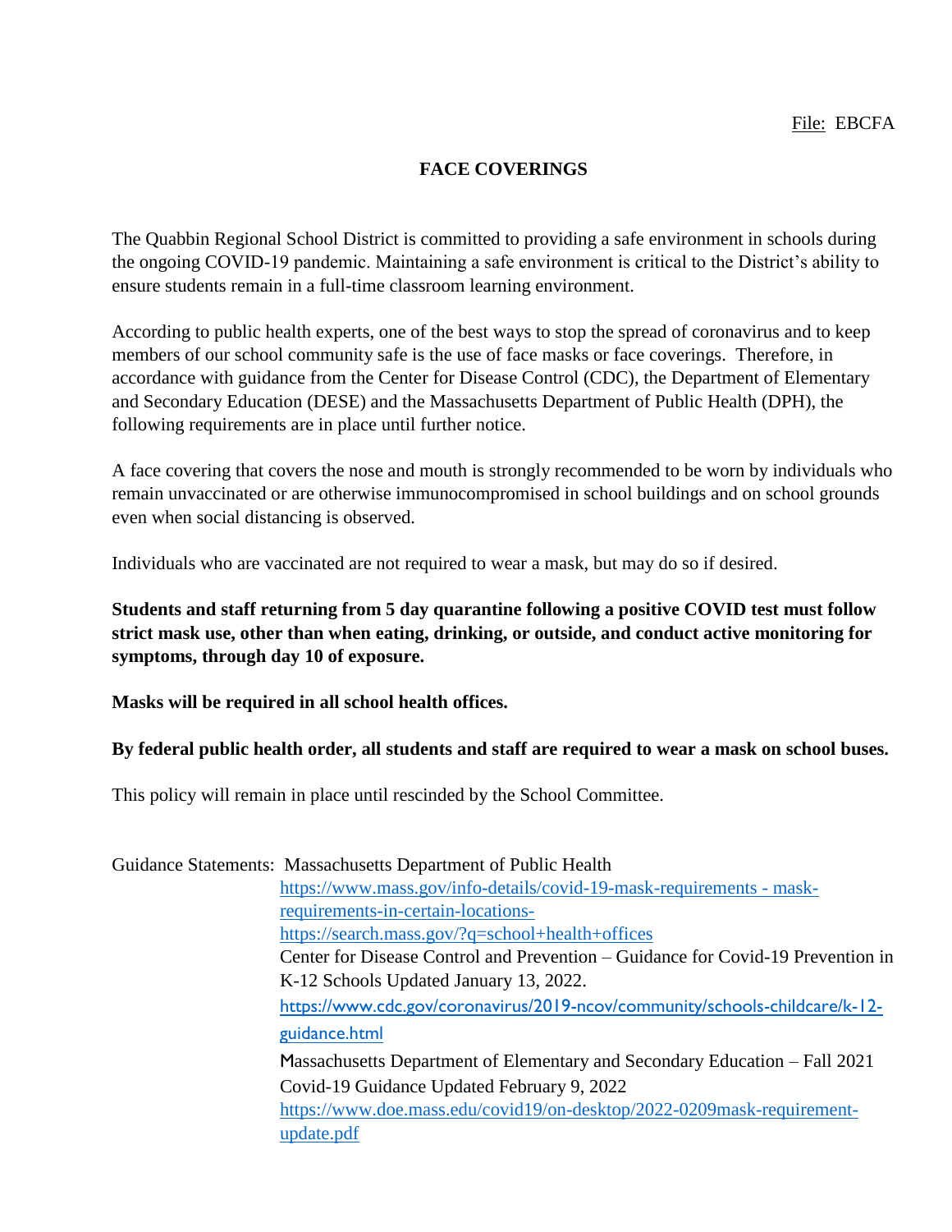File: EBCFA

# FACE COVERINGS

The Quabbin Regional School District is committed to providing a safe environment in schools during the ongoing COVID-19 pandemic. Maintaining a safe environment is critical to the District's ability to ensure students remain in a full-time classroom learning environment.

According to public health experts, one of the best ways to stop the spread of coronavirus and to keep members of our school community safe is the use of face masks or face coverings. Therefore, in accordance with guidance from the Center for Disease Control (CDC), the Department of Elementary and Secondary Education (DESE) and the Massachusetts Department of Public Health (DPH), the following requirements are in place until further notice.

A face covering that covers the nose and mouth is strongly recommended to be worn by individuals who remain unvaccinated or are otherwise immunocompromised in school buildings and on school grounds even when social distancing is observed.

Individuals who are vaccinated are not required to wear a mask, but may do so if desired.

**Students and staff returning from 5 day quarantine following a positive COVID test must follow strict mask use, other than when eating, drinking, or outside, and conduct active monitoring for symptoms, through day 10 of exposure.**

**Masks will be required in all school health offices.**

**By federal public health order, all students and staff are required to wear a mask on school buses.**

This policy will remain in place until rescinded by the School Committee.

Guidance Statements: Massachusetts Department of Public Health
https://www.mass.gov/info-details/covid-19-mask-requirements - mask-requirements-in-certain-locations-
https://search.mass.gov/?q=school+health+offices
Center for Disease Control and Prevention – Guidance for Covid-19 Prevention in K-12 Schools Updated January 13, 2022.
https://www.cdc.gov/coronavirus/2019-ncov/community/schools-childcare/k-12-guidance.html
Massachusetts Department of Elementary and Secondary Education – Fall 2021 Covid-19 Guidance Updated February 9, 2022
https://www.doe.mass.edu/covid19/on-desktop/2022-0209mask-requirement-update.pdf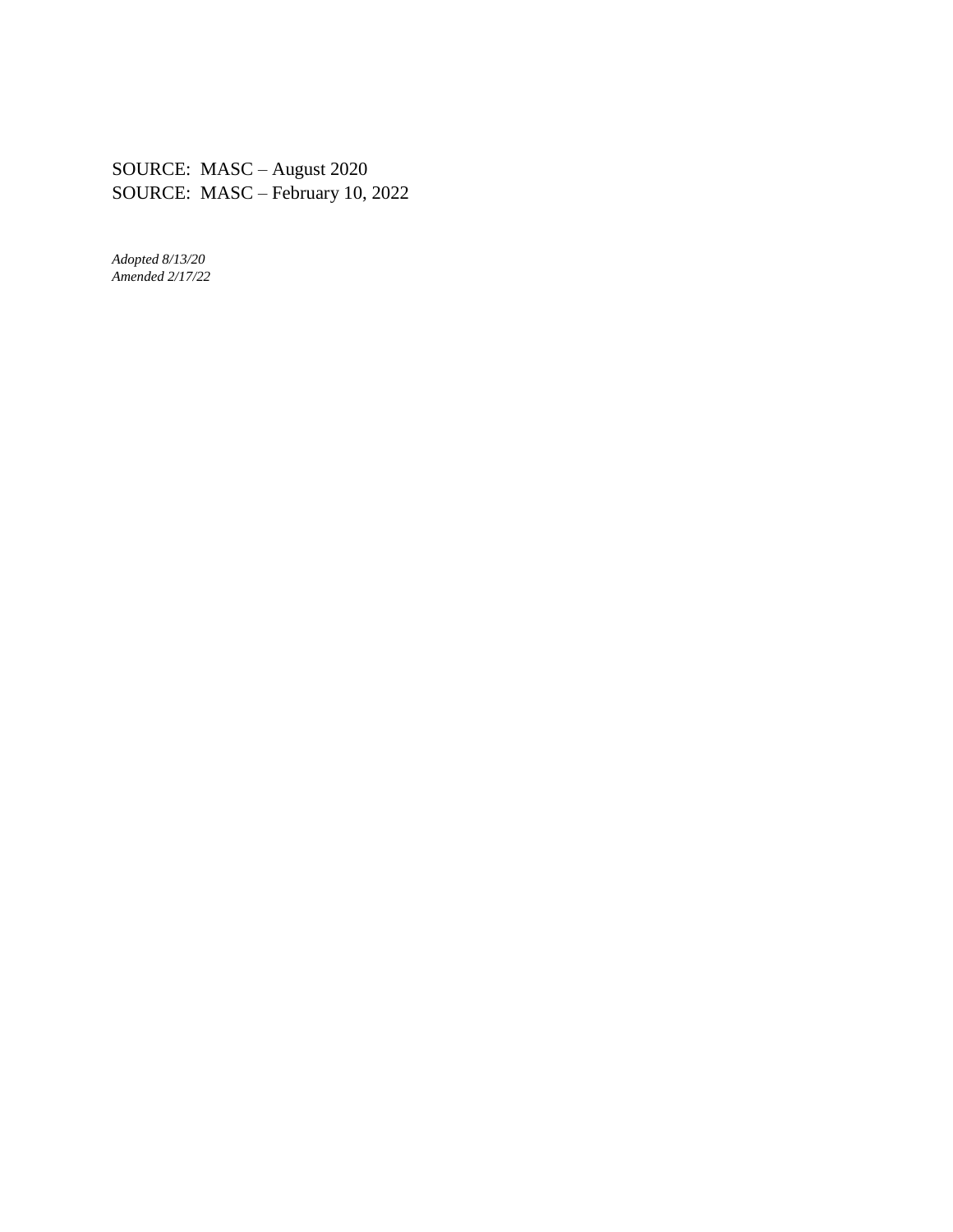SOURCE: MASC – August 2020
SOURCE: MASC – February 10, 2022

*Adopted 8/13/20*
*Amended 2/17/22*